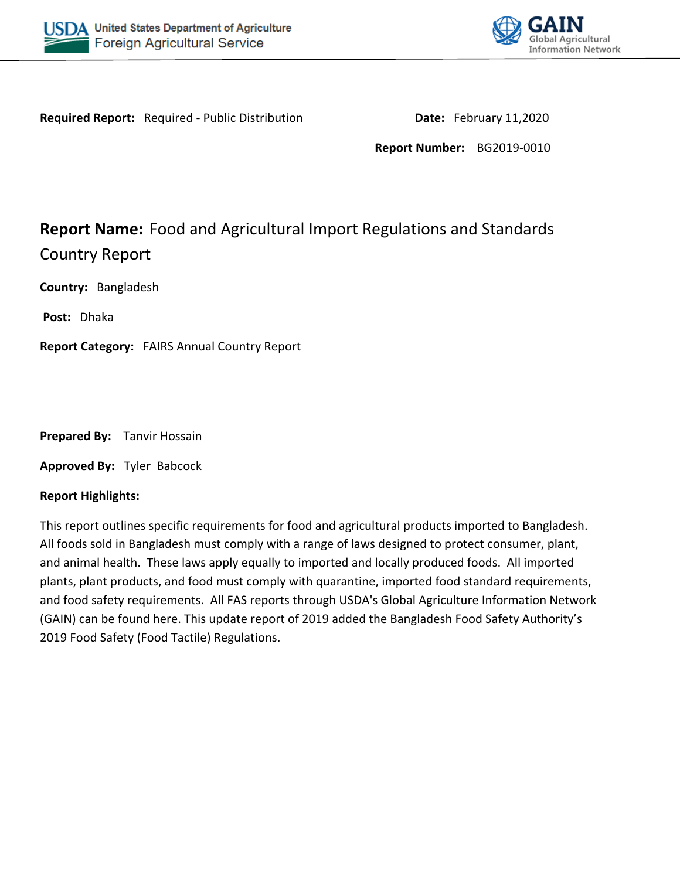**Required Report:** Required - Public Distribution

**Date:** February 11,2020

**Report Number:** BG2019-0010

# **Report Name:** Food and Agricultural Import Regulations and Standards Country Report

**Country:** Bangladesh

**Post:** Dhaka

**Report Category:** FAIRS Annual Country Report

**Prepared By:** Tanvir Hossain

**Approved By:** Tyler Babcock

**Report Highlights:**

This report outlines specific requirements for food and agricultural products imported to Bangladesh. All foods sold in Bangladesh must comply with a range of laws designed to protect consumer, plant, and animal health. These laws apply equally to imported and locally produced foods. All imported plants, plant products, and food must comply with quarantine, imported food standard requirements, and food safety requirements. All FAS reports through USDA's Global Agriculture Information Network (GAIN) can be found here. This update report of 2019 added the Bangladesh Food Safety Authority's 2019 Food Safety (Food Tactile) Regulations.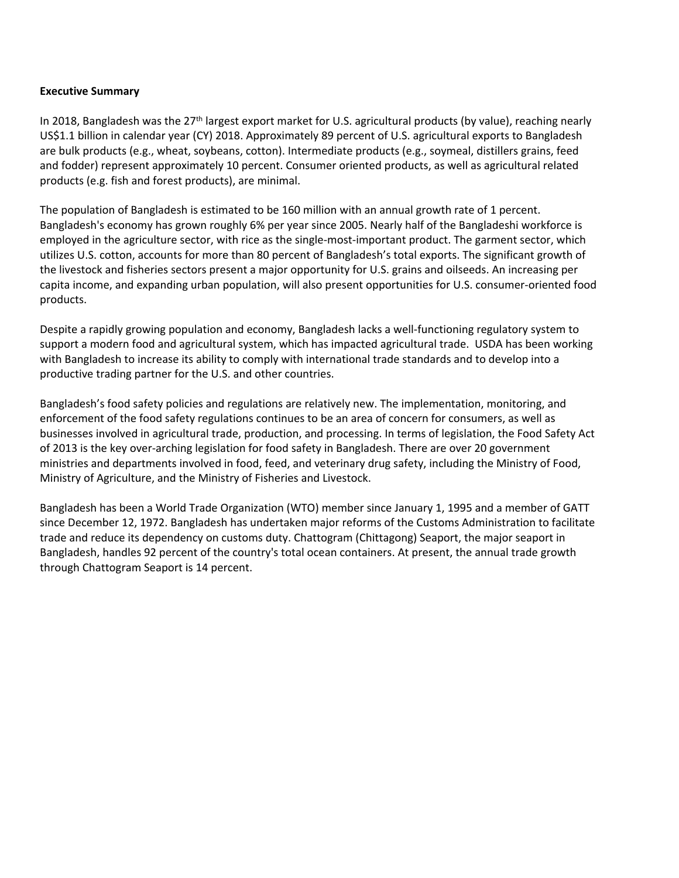**Executive Summary**

In 2018, Bangladesh was the 27th largest export market for U.S. agricultural products (by value), reaching nearly US$1.1 billion in calendar year (CY) 2018. Approximately 89 percent of U.S. agricultural exports to Bangladesh are bulk products (e.g., wheat, soybeans, cotton). Intermediate products (e.g., soymeal, distillers grains, feed and fodder) represent approximately 10 percent. Consumer oriented products, as well as agricultural related products (e.g. fish and forest products), are minimal.

The population of Bangladesh is estimated to be 160 million with an annual growth rate of 1 percent. Bangladesh's economy has grown roughly 6% per year since 2005. Nearly half of the Bangladeshi workforce is employed in the agriculture sector, with rice as the single-most-important product. The garment sector, which utilizes U.S. cotton, accounts for more than 80 percent of Bangladesh's total exports. The significant growth of the livestock and fisheries sectors present a major opportunity for U.S. grains and oilseeds. An increasing per capita income, and expanding urban population, will also present opportunities for U.S. consumer-oriented food products.

Despite a rapidly growing population and economy, Bangladesh lacks a well-functioning regulatory system to support a modern food and agricultural system, which has impacted agricultural trade. USDA has been working with Bangladesh to increase its ability to comply with international trade standards and to develop into a productive trading partner for the U.S. and other countries.

Bangladesh's food safety policies and regulations are relatively new. The implementation, monitoring, and enforcement of the food safety regulations continues to be an area of concern for consumers, as well as businesses involved in agricultural trade, production, and processing. In terms of legislation, the Food Safety Act of 2013 is the key over-arching legislation for food safety in Bangladesh. There are over 20 government ministries and departments involved in food, feed, and veterinary drug safety, including the Ministry of Food, Ministry of Agriculture, and the Ministry of Fisheries and Livestock.

Bangladesh has been a World Trade Organization (WTO) member since January 1, 1995 and a member of GATT since December 12, 1972. Bangladesh has undertaken major reforms of the Customs Administration to facilitate trade and reduce its dependency on customs duty. Chattogram (Chittagong) Seaport, the major seaport in Bangladesh, handles 92 percent of the country's total ocean containers. At present, the annual trade growth through Chattogram Seaport is 14 percent.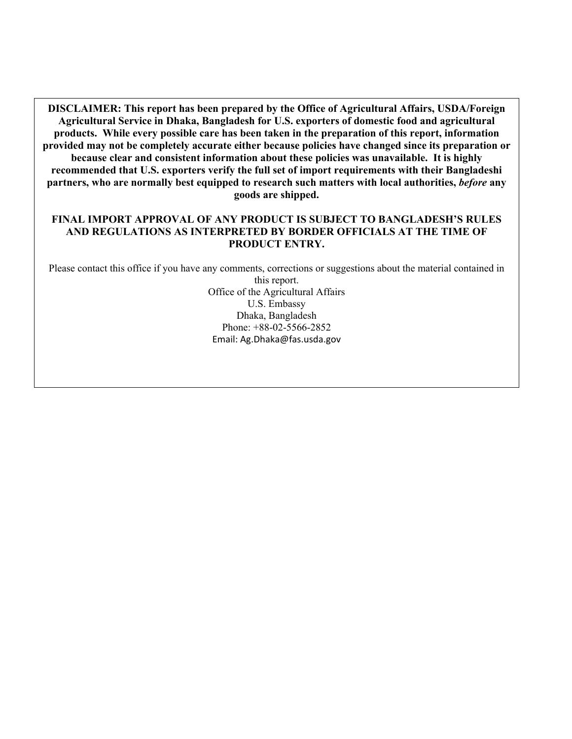**DISCLAIMER: This report has been prepared by the Office of Agricultural Affairs, USDA/Foreign Agricultural Service in Dhaka, Bangladesh for U.S. exporters of domestic food and agricultural products. While every possible care has been taken in the preparation of this report, information provided may not be completely accurate either because policies have changed since its preparation or because clear and consistent information about these policies was unavailable. It is highly recommended that U.S. exporters verify the full set of import requirements with their Bangladeshi partners, who are normally best equipped to research such matters with local authorities, *before* any goods are shipped.**

**FINAL IMPORT APPROVAL OF ANY PRODUCT IS SUBJECT TO BANGLADESH'S RULES AND REGULATIONS AS INTERPRETED BY BORDER OFFICIALS AT THE TIME OF PRODUCT ENTRY.**

Please contact this office if you have any comments, corrections or suggestions about the material contained in this report.

Office of the Agricultural Affairs
U.S. Embassy
Dhaka, Bangladesh
Phone: +88-02-5566-2852
Email: Ag.Dhaka@fas.usda.gov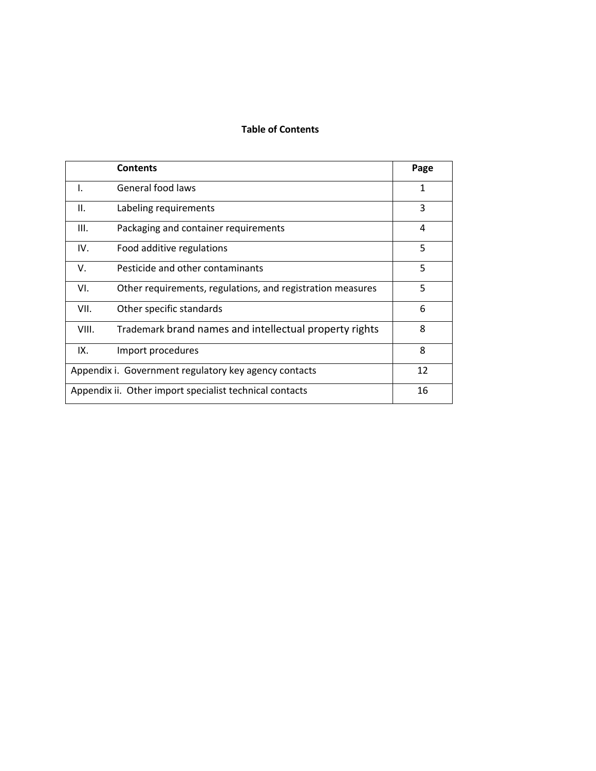**Table of Contents**

| | Contents | Page |
|---|---|---|
| I. | General food laws | 1 |
| II. | Labeling requirements | 3 |
| III. | Packaging and container requirements | 4 |
| IV. | Food additive regulations | 5 |
| V. | Pesticide and other contaminants | 5 |
| VI. | Other requirements, regulations, and registration measures | 5 |
| VII. | Other specific standards | 6 |
| VIII. | Trademark brand names and intellectual property rights | 8 |
| IX. | Import procedures | 8 |
| Appendix i. Government regulatory key agency contacts | | 12 |
| Appendix ii. Other import specialist technical contacts | | 16 |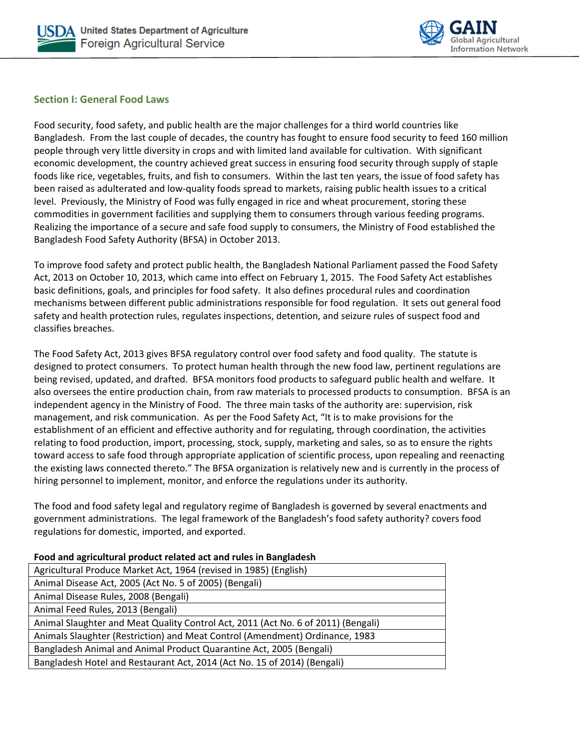## Section I: General Food Laws

Food security, food safety, and public health are the major challenges for a third world countries like Bangladesh. From the last couple of decades, the country has fought to ensure food security to feed 160 million people through very little diversity in crops and with limited land available for cultivation. With significant economic development, the country achieved great success in ensuring food security through supply of staple foods like rice, vegetables, fruits, and fish to consumers. Within the last ten years, the issue of food safety has been raised as adulterated and low-quality foods spread to markets, raising public health issues to a critical level. Previously, the Ministry of Food was fully engaged in rice and wheat procurement, storing these commodities in government facilities and supplying them to consumers through various feeding programs. Realizing the importance of a secure and safe food supply to consumers, the Ministry of Food established the Bangladesh Food Safety Authority (BFSA) in October 2013.

To improve food safety and protect public health, the Bangladesh National Parliament passed the Food Safety Act, 2013 on October 10, 2013, which came into effect on February 1, 2015. The Food Safety Act establishes basic definitions, goals, and principles for food safety. It also defines procedural rules and coordination mechanisms between different public administrations responsible for food regulation. It sets out general food safety and health protection rules, regulates inspections, detention, and seizure rules of suspect food and classifies breaches.

The Food Safety Act, 2013 gives BFSA regulatory control over food safety and food quality. The statute is designed to protect consumers. To protect human health through the new food law, pertinent regulations are being revised, updated, and drafted. BFSA monitors food products to safeguard public health and welfare. It also oversees the entire production chain, from raw materials to processed products to consumption. BFSA is an independent agency in the Ministry of Food. The three main tasks of the authority are: supervision, risk management, and risk communication. As per the Food Safety Act, "It is to make provisions for the establishment of an efficient and effective authority and for regulating, through coordination, the activities relating to food production, import, processing, stock, supply, marketing and sales, so as to ensure the rights toward access to safe food through appropriate application of scientific process, upon repealing and reenacting the existing laws connected thereto." The BFSA organization is relatively new and is currently in the process of hiring personnel to implement, monitor, and enforce the regulations under its authority.

The food and food safety legal and regulatory regime of Bangladesh is governed by several enactments and government administrations. The legal framework of the Bangladesh's food safety authority? covers food regulations for domestic, imported, and exported.

**Food and agricultural product related act and rules in Bangladesh**

| Food and agricultural product related act and rules in Bangladesh |
|---|
| Agricultural Produce Market Act, 1964 (revised in 1985) (English) |
| Animal Disease Act, 2005 (Act No. 5 of 2005) (Bengali) |
| Animal Disease Rules, 2008 (Bengali) |
| Animal Feed Rules, 2013 (Bengali) |
| Animal Slaughter and Meat Quality Control Act, 2011 (Act No. 6 of 2011) (Bengali) |
| Animals Slaughter (Restriction) and Meat Control (Amendment) Ordinance, 1983 |
| Bangladesh Animal and Animal Product Quarantine Act, 2005 (Bengali) |
| Bangladesh Hotel and Restaurant Act, 2014 (Act No. 15 of 2014) (Bengali) |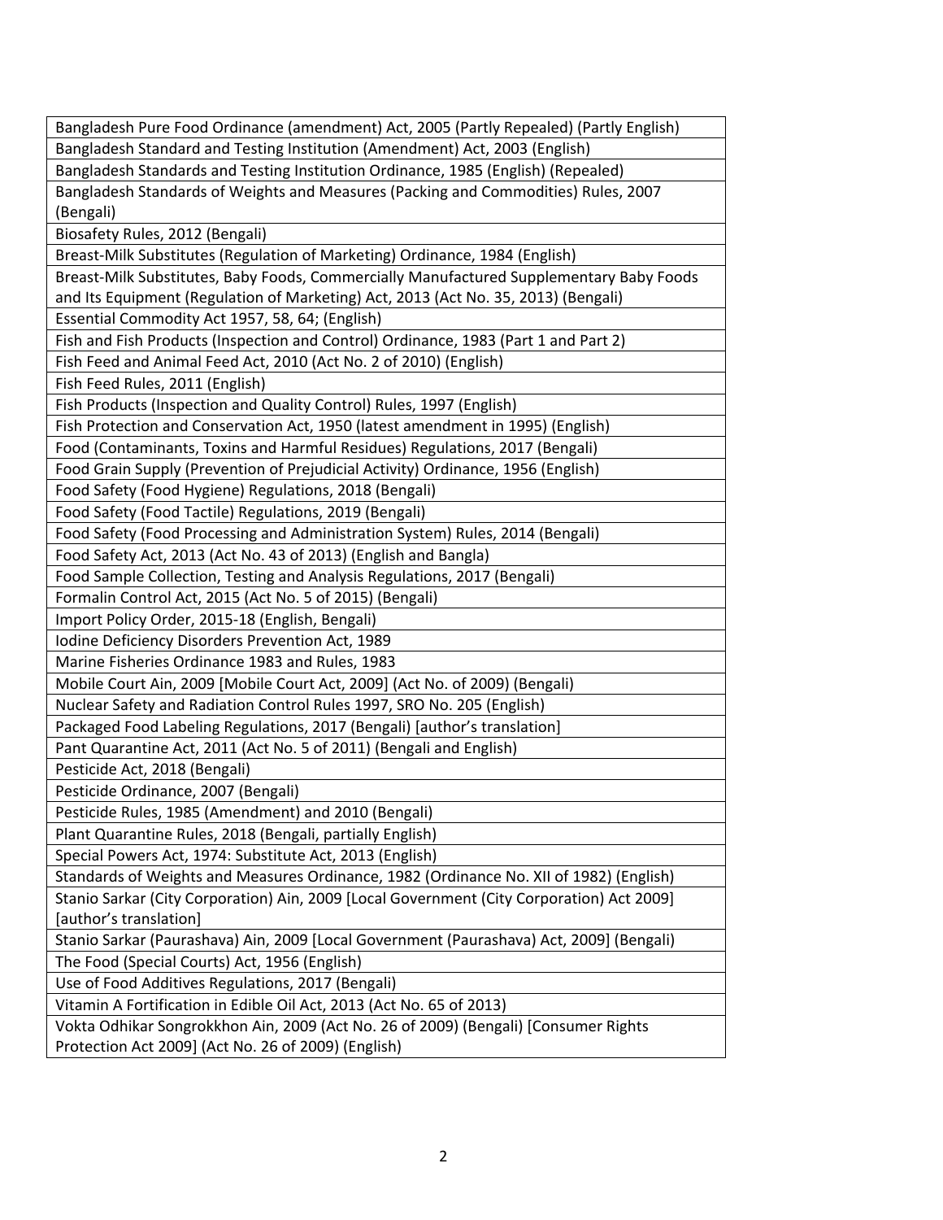| Bangladesh Pure Food Ordinance (amendment) Act, 2005 (Partly Repealed) (Partly English) |
|---|
| Bangladesh Standard and Testing Institution (Amendment) Act, 2003 (English) |
| Bangladesh Standards and Testing Institution Ordinance, 1985 (English) (Repealed) |
| Bangladesh Standards of Weights and Measures (Packing and Commodities) Rules, 2007 (Bengali) |
| Biosafety Rules, 2012 (Bengali) |
| Breast-Milk Substitutes (Regulation of Marketing) Ordinance, 1984 (English) |
| Breast-Milk Substitutes, Baby Foods, Commercially Manufactured Supplementary Baby Foods and Its Equipment (Regulation of Marketing) Act, 2013 (Act No. 35, 2013) (Bengali) |
| Essential Commodity Act 1957, 58, 64; (English) |
| Fish and Fish Products (Inspection and Control) Ordinance, 1983 (Part 1 and Part 2) |
| Fish Feed and Animal Feed Act, 2010 (Act No. 2 of 2010) (English) |
| Fish Feed Rules, 2011 (English) |
| Fish Products (Inspection and Quality Control) Rules, 1997 (English) |
| Fish Protection and Conservation Act, 1950 (latest amendment in 1995) (English) |
| Food (Contaminants, Toxins and Harmful Residues) Regulations, 2017 (Bengali) |
| Food Grain Supply (Prevention of Prejudicial Activity) Ordinance, 1956 (English) |
| Food Safety (Food Hygiene) Regulations, 2018 (Bengali) |
| Food Safety (Food Tactile) Regulations, 2019 (Bengali) |
| Food Safety (Food Processing and Administration System) Rules, 2014 (Bengali) |
| Food Safety Act, 2013 (Act No. 43 of 2013) (English and Bangla) |
| Food Sample Collection, Testing and Analysis Regulations, 2017 (Bengali) |
| Formalin Control Act, 2015 (Act No. 5 of 2015) (Bengali) |
| Import Policy Order, 2015-18 (English, Bengali) |
| Iodine Deficiency Disorders Prevention Act, 1989 |
| Marine Fisheries Ordinance 1983 and Rules, 1983 |
| Mobile Court Ain, 2009 [Mobile Court Act, 2009] (Act No. of 2009) (Bengali) |
| Nuclear Safety and Radiation Control Rules 1997, SRO No. 205 (English) |
| Packaged Food Labeling Regulations, 2017 (Bengali) [author's translation] |
| Pant Quarantine Act, 2011 (Act No. 5 of 2011) (Bengali and English) |
| Pesticide Act, 2018 (Bengali) |
| Pesticide Ordinance, 2007 (Bengali) |
| Pesticide Rules, 1985 (Amendment) and 2010 (Bengali) |
| Plant Quarantine Rules, 2018 (Bengali, partially English) |
| Special Powers Act, 1974: Substitute Act, 2013 (English) |
| Standards of Weights and Measures Ordinance, 1982 (Ordinance No. XII of 1982) (English) |
| Stanio Sarkar (City Corporation) Ain, 2009 [Local Government (City Corporation) Act 2009] [author's translation] |
| Stanio Sarkar (Paurashava) Ain, 2009 [Local Government (Paurashava) Act, 2009] (Bengali) |
| The Food (Special Courts) Act, 1956 (English) |
| Use of Food Additives Regulations, 2017 (Bengali) |
| Vitamin A Fortification in Edible Oil Act, 2013 (Act No. 65 of 2013) |
| Vokta Odhikar Songrokkhon Ain, 2009 (Act No. 26 of 2009) (Bengali) [Consumer Rights Protection Act 2009] (Act No. 26 of 2009) (English) |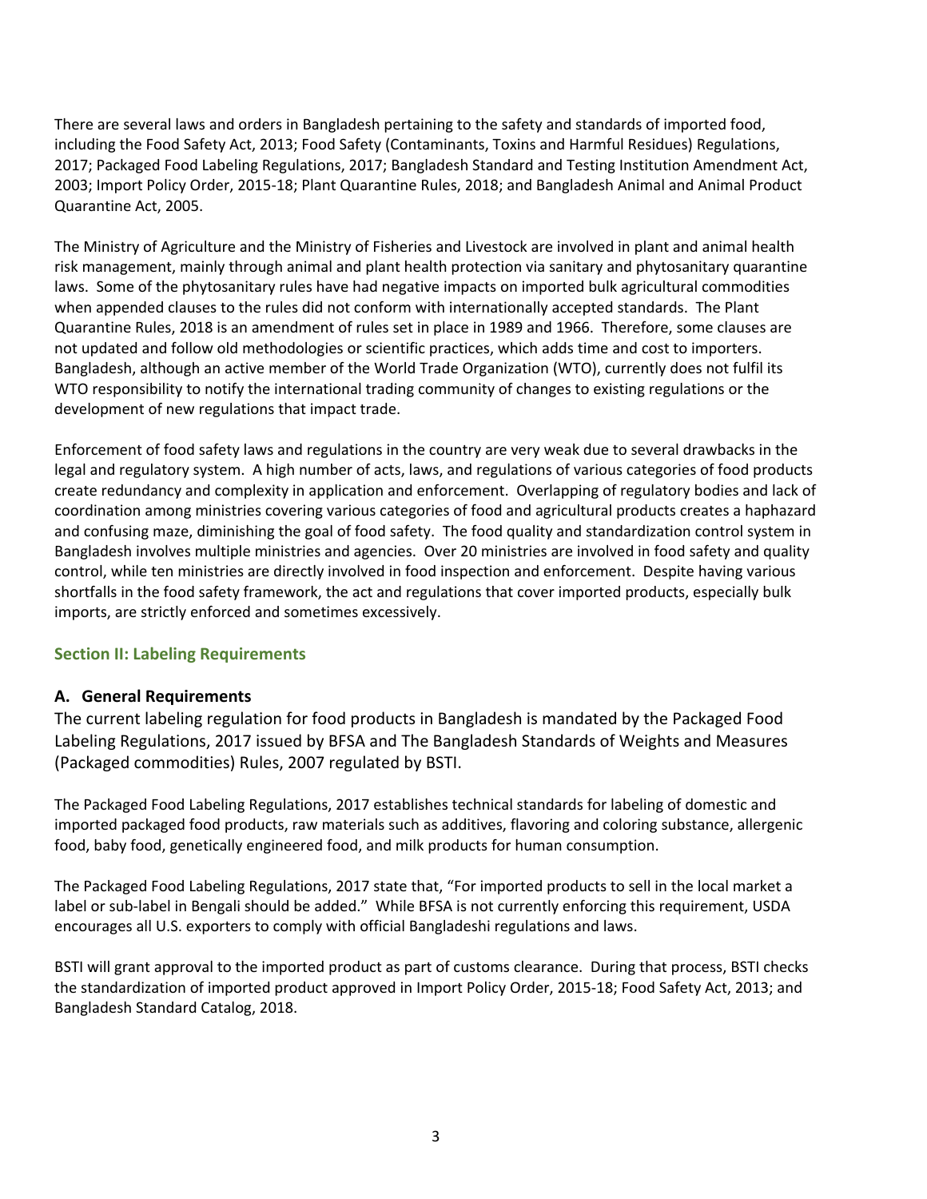There are several laws and orders in Bangladesh pertaining to the safety and standards of imported food, including the Food Safety Act, 2013; Food Safety (Contaminants, Toxins and Harmful Residues) Regulations, 2017; Packaged Food Labeling Regulations, 2017; Bangladesh Standard and Testing Institution Amendment Act, 2003; Import Policy Order, 2015-18; Plant Quarantine Rules, 2018; and Bangladesh Animal and Animal Product Quarantine Act, 2005.

The Ministry of Agriculture and the Ministry of Fisheries and Livestock are involved in plant and animal health risk management, mainly through animal and plant health protection via sanitary and phytosanitary quarantine laws. Some of the phytosanitary rules have had negative impacts on imported bulk agricultural commodities when appended clauses to the rules did not conform with internationally accepted standards. The Plant Quarantine Rules, 2018 is an amendment of rules set in place in 1989 and 1966. Therefore, some clauses are not updated and follow old methodologies or scientific practices, which adds time and cost to importers. Bangladesh, although an active member of the World Trade Organization (WTO), currently does not fulfil its WTO responsibility to notify the international trading community of changes to existing regulations or the development of new regulations that impact trade.

Enforcement of food safety laws and regulations in the country are very weak due to several drawbacks in the legal and regulatory system. A high number of acts, laws, and regulations of various categories of food products create redundancy and complexity in application and enforcement. Overlapping of regulatory bodies and lack of coordination among ministries covering various categories of food and agricultural products creates a haphazard and confusing maze, diminishing the goal of food safety. The food quality and standardization control system in Bangladesh involves multiple ministries and agencies. Over 20 ministries are involved in food safety and quality control, while ten ministries are directly involved in food inspection and enforcement. Despite having various shortfalls in the food safety framework, the act and regulations that cover imported products, especially bulk imports, are strictly enforced and sometimes excessively.

## Section II: Labeling Requirements

### A. General Requirements

The current labeling regulation for food products in Bangladesh is mandated by the Packaged Food Labeling Regulations, 2017 issued by BFSA and The Bangladesh Standards of Weights and Measures (Packaged commodities) Rules, 2007 regulated by BSTI.

The Packaged Food Labeling Regulations, 2017 establishes technical standards for labeling of domestic and imported packaged food products, raw materials such as additives, flavoring and coloring substance, allergenic food, baby food, genetically engineered food, and milk products for human consumption.

The Packaged Food Labeling Regulations, 2017 state that, "For imported products to sell in the local market a label or sub-label in Bengali should be added." While BFSA is not currently enforcing this requirement, USDA encourages all U.S. exporters to comply with official Bangladeshi regulations and laws.

BSTI will grant approval to the imported product as part of customs clearance. During that process, BSTI checks the standardization of imported product approved in Import Policy Order, 2015-18; Food Safety Act, 2013; and Bangladesh Standard Catalog, 2018.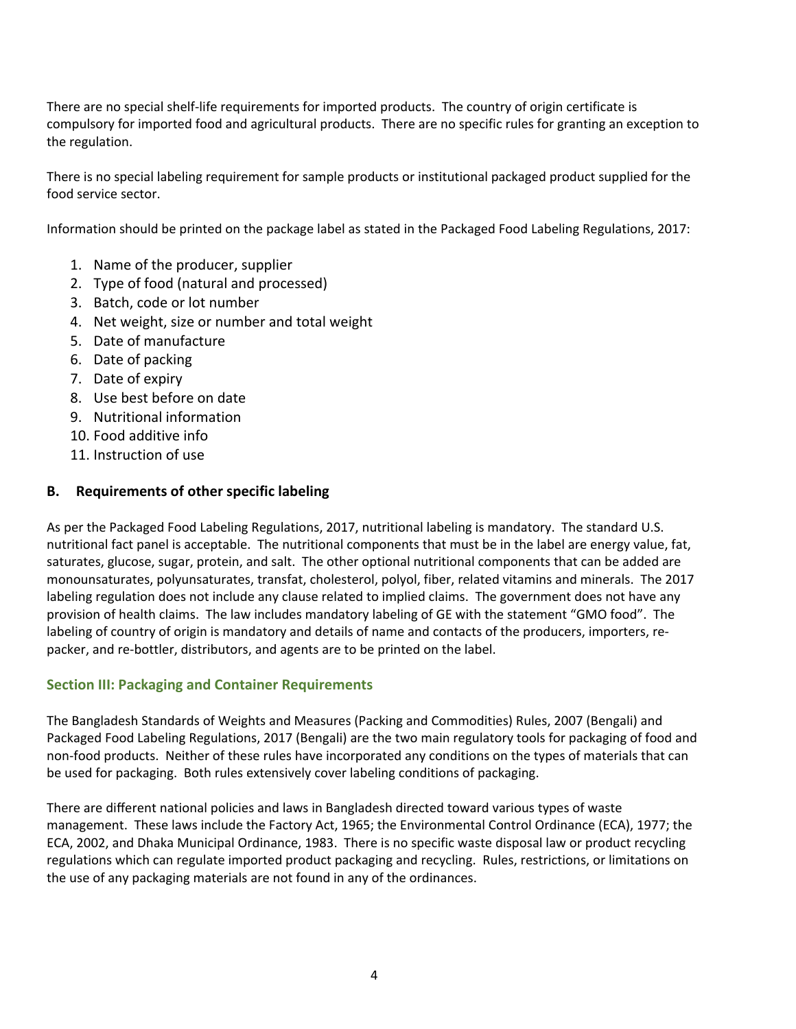There are no special shelf-life requirements for imported products. The country of origin certificate is compulsory for imported food and agricultural products. There are no specific rules for granting an exception to the regulation.

There is no special labeling requirement for sample products or institutional packaged product supplied for the food service sector.

Information should be printed on the package label as stated in the Packaged Food Labeling Regulations, 2017:

1. Name of the producer, supplier
2. Type of food (natural and processed)
3. Batch, code or lot number
4. Net weight, size or number and total weight
5. Date of manufacture
6. Date of packing
7. Date of expiry
8. Use best before on date
9. Nutritional information
10. Food additive info
11. Instruction of use

### B. Requirements of other specific labeling

As per the Packaged Food Labeling Regulations, 2017, nutritional labeling is mandatory. The standard U.S. nutritional fact panel is acceptable. The nutritional components that must be in the label are energy value, fat, saturates, glucose, sugar, protein, and salt. The other optional nutritional components that can be added are monounsaturates, polyunsaturates, transfat, cholesterol, polyol, fiber, related vitamins and minerals. The 2017 labeling regulation does not include any clause related to implied claims. The government does not have any provision of health claims. The law includes mandatory labeling of GE with the statement "GMO food". The labeling of country of origin is mandatory and details of name and contacts of the producers, importers, re-packer, and re-bottler, distributors, and agents are to be printed on the label.

## Section III: Packaging and Container Requirements

The Bangladesh Standards of Weights and Measures (Packing and Commodities) Rules, 2007 (Bengali) and Packaged Food Labeling Regulations, 2017 (Bengali) are the two main regulatory tools for packaging of food and non-food products. Neither of these rules have incorporated any conditions on the types of materials that can be used for packaging. Both rules extensively cover labeling conditions of packaging.

There are different national policies and laws in Bangladesh directed toward various types of waste management. These laws include the Factory Act, 1965; the Environmental Control Ordinance (ECA), 1977; the ECA, 2002, and Dhaka Municipal Ordinance, 1983. There is no specific waste disposal law or product recycling regulations which can regulate imported product packaging and recycling. Rules, restrictions, or limitations on the use of any packaging materials are not found in any of the ordinances.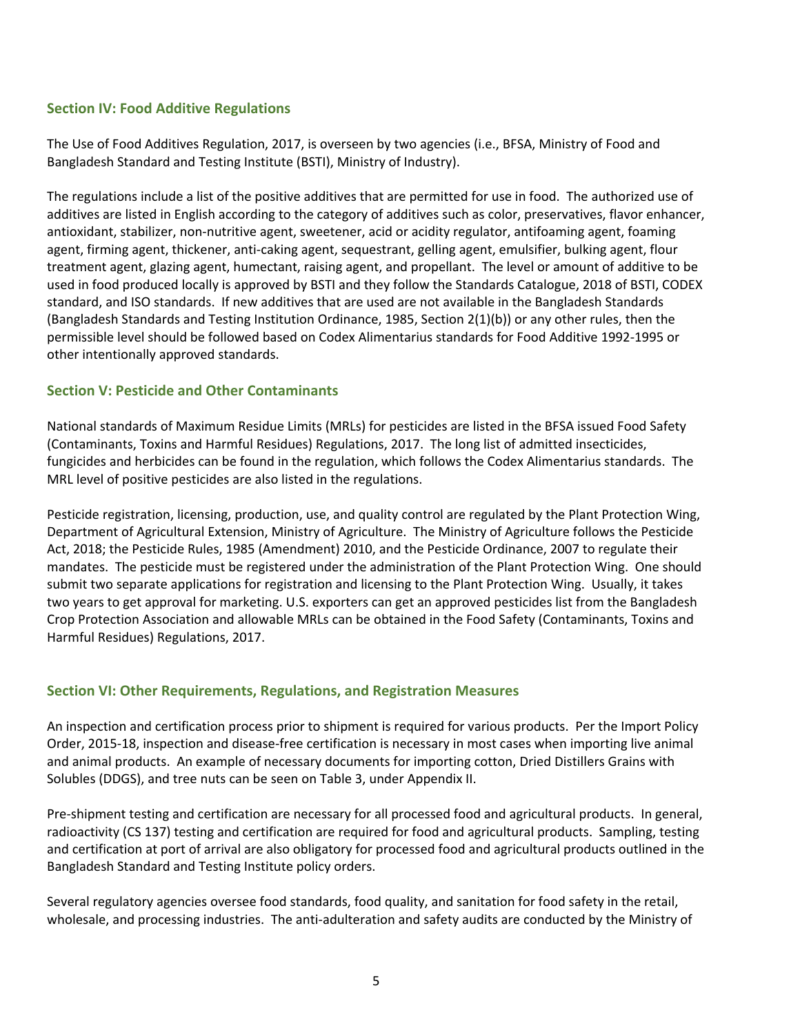## Section IV: Food Additive Regulations

The Use of Food Additives Regulation, 2017, is overseen by two agencies (i.e., BFSA, Ministry of Food and Bangladesh Standard and Testing Institute (BSTI), Ministry of Industry).

The regulations include a list of the positive additives that are permitted for use in food. The authorized use of additives are listed in English according to the category of additives such as color, preservatives, flavor enhancer, antioxidant, stabilizer, non-nutritive agent, sweetener, acid or acidity regulator, antifoaming agent, foaming agent, firming agent, thickener, anti-caking agent, sequestrant, gelling agent, emulsifier, bulking agent, flour treatment agent, glazing agent, humectant, raising agent, and propellant. The level or amount of additive to be used in food produced locally is approved by BSTI and they follow the Standards Catalogue, 2018 of BSTI, CODEX standard, and ISO standards. If new additives that are used are not available in the Bangladesh Standards (Bangladesh Standards and Testing Institution Ordinance, 1985, Section 2(1)(b)) or any other rules, then the permissible level should be followed based on Codex Alimentarius standards for Food Additive 1992-1995 or other intentionally approved standards.

## Section V: Pesticide and Other Contaminants

National standards of Maximum Residue Limits (MRLs) for pesticides are listed in the BFSA issued Food Safety (Contaminants, Toxins and Harmful Residues) Regulations, 2017. The long list of admitted insecticides, fungicides and herbicides can be found in the regulation, which follows the Codex Alimentarius standards. The MRL level of positive pesticides are also listed in the regulations.

Pesticide registration, licensing, production, use, and quality control are regulated by the Plant Protection Wing, Department of Agricultural Extension, Ministry of Agriculture. The Ministry of Agriculture follows the Pesticide Act, 2018; the Pesticide Rules, 1985 (Amendment) 2010, and the Pesticide Ordinance, 2007 to regulate their mandates. The pesticide must be registered under the administration of the Plant Protection Wing. One should submit two separate applications for registration and licensing to the Plant Protection Wing. Usually, it takes two years to get approval for marketing. U.S. exporters can get an approved pesticides list from the Bangladesh Crop Protection Association and allowable MRLs can be obtained in the Food Safety (Contaminants, Toxins and Harmful Residues) Regulations, 2017.

## Section VI: Other Requirements, Regulations, and Registration Measures

An inspection and certification process prior to shipment is required for various products. Per the Import Policy Order, 2015-18, inspection and disease-free certification is necessary in most cases when importing live animal and animal products. An example of necessary documents for importing cotton, Dried Distillers Grains with Solubles (DDGS), and tree nuts can be seen on Table 3, under Appendix II.

Pre-shipment testing and certification are necessary for all processed food and agricultural products. In general, radioactivity (CS 137) testing and certification are required for food and agricultural products. Sampling, testing and certification at port of arrival are also obligatory for processed food and agricultural products outlined in the Bangladesh Standard and Testing Institute policy orders.

Several regulatory agencies oversee food standards, food quality, and sanitation for food safety in the retail, wholesale, and processing industries. The anti-adulteration and safety audits are conducted by the Ministry of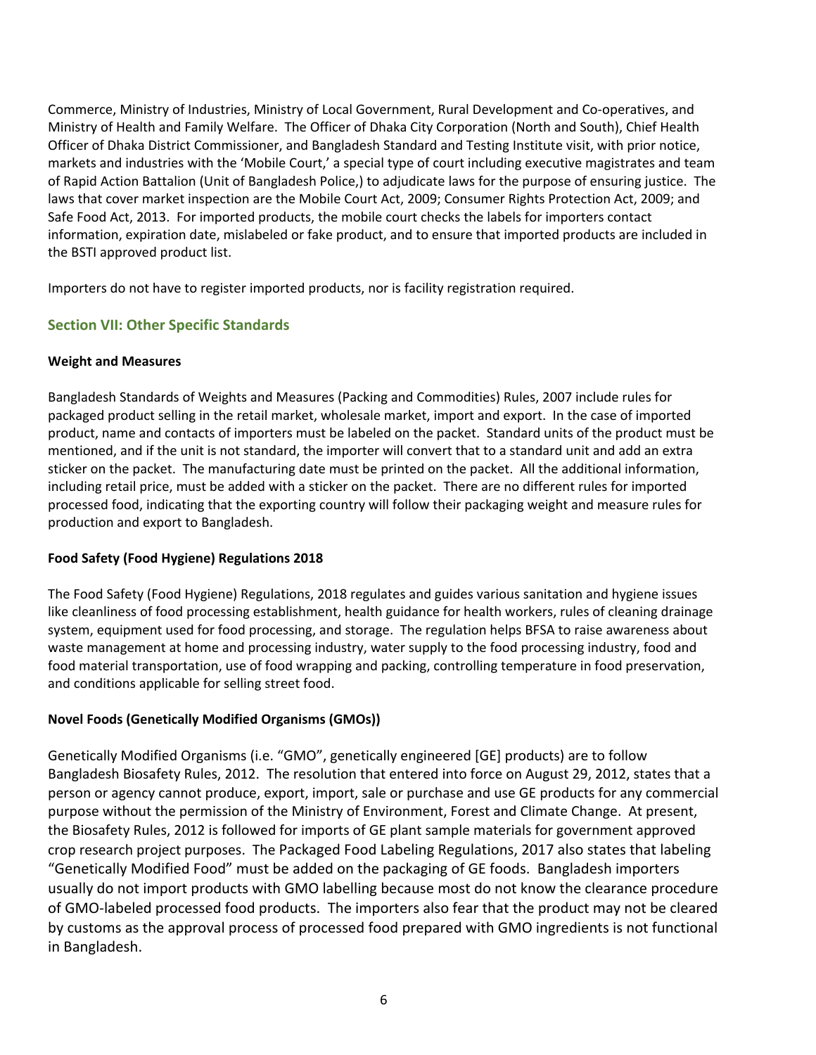Commerce, Ministry of Industries, Ministry of Local Government, Rural Development and Co-operatives, and Ministry of Health and Family Welfare. The Officer of Dhaka City Corporation (North and South), Chief Health Officer of Dhaka District Commissioner, and Bangladesh Standard and Testing Institute visit, with prior notice, markets and industries with the 'Mobile Court,' a special type of court including executive magistrates and team of Rapid Action Battalion (Unit of Bangladesh Police,) to adjudicate laws for the purpose of ensuring justice. The laws that cover market inspection are the Mobile Court Act, 2009; Consumer Rights Protection Act, 2009; and Safe Food Act, 2013. For imported products, the mobile court checks the labels for importers contact information, expiration date, mislabeled or fake product, and to ensure that imported products are included in the BSTI approved product list.

Importers do not have to register imported products, nor is facility registration required.

## Section VII: Other Specific Standards

**Weight and Measures**

Bangladesh Standards of Weights and Measures (Packing and Commodities) Rules, 2007 include rules for packaged product selling in the retail market, wholesale market, import and export. In the case of imported product, name and contacts of importers must be labeled on the packet. Standard units of the product must be mentioned, and if the unit is not standard, the importer will convert that to a standard unit and add an extra sticker on the packet. The manufacturing date must be printed on the packet. All the additional information, including retail price, must be added with a sticker on the packet. There are no different rules for imported processed food, indicating that the exporting country will follow their packaging weight and measure rules for production and export to Bangladesh.

**Food Safety (Food Hygiene) Regulations 2018**

The Food Safety (Food Hygiene) Regulations, 2018 regulates and guides various sanitation and hygiene issues like cleanliness of food processing establishment, health guidance for health workers, rules of cleaning drainage system, equipment used for food processing, and storage. The regulation helps BFSA to raise awareness about waste management at home and processing industry, water supply to the food processing industry, food and food material transportation, use of food wrapping and packing, controlling temperature in food preservation, and conditions applicable for selling street food.

**Novel Foods (Genetically Modified Organisms (GMOs))**

Genetically Modified Organisms (i.e. "GMO", genetically engineered [GE] products) are to follow Bangladesh Biosafety Rules, 2012. The resolution that entered into force on August 29, 2012, states that a person or agency cannot produce, export, import, sale or purchase and use GE products for any commercial purpose without the permission of the Ministry of Environment, Forest and Climate Change. At present, the Biosafety Rules, 2012 is followed for imports of GE plant sample materials for government approved crop research project purposes. The Packaged Food Labeling Regulations, 2017 also states that labeling "Genetically Modified Food" must be added on the packaging of GE foods. Bangladesh importers usually do not import products with GMO labelling because most do not know the clearance procedure of GMO-labeled processed food products. The importers also fear that the product may not be cleared by customs as the approval process of processed food prepared with GMO ingredients is not functional in Bangladesh.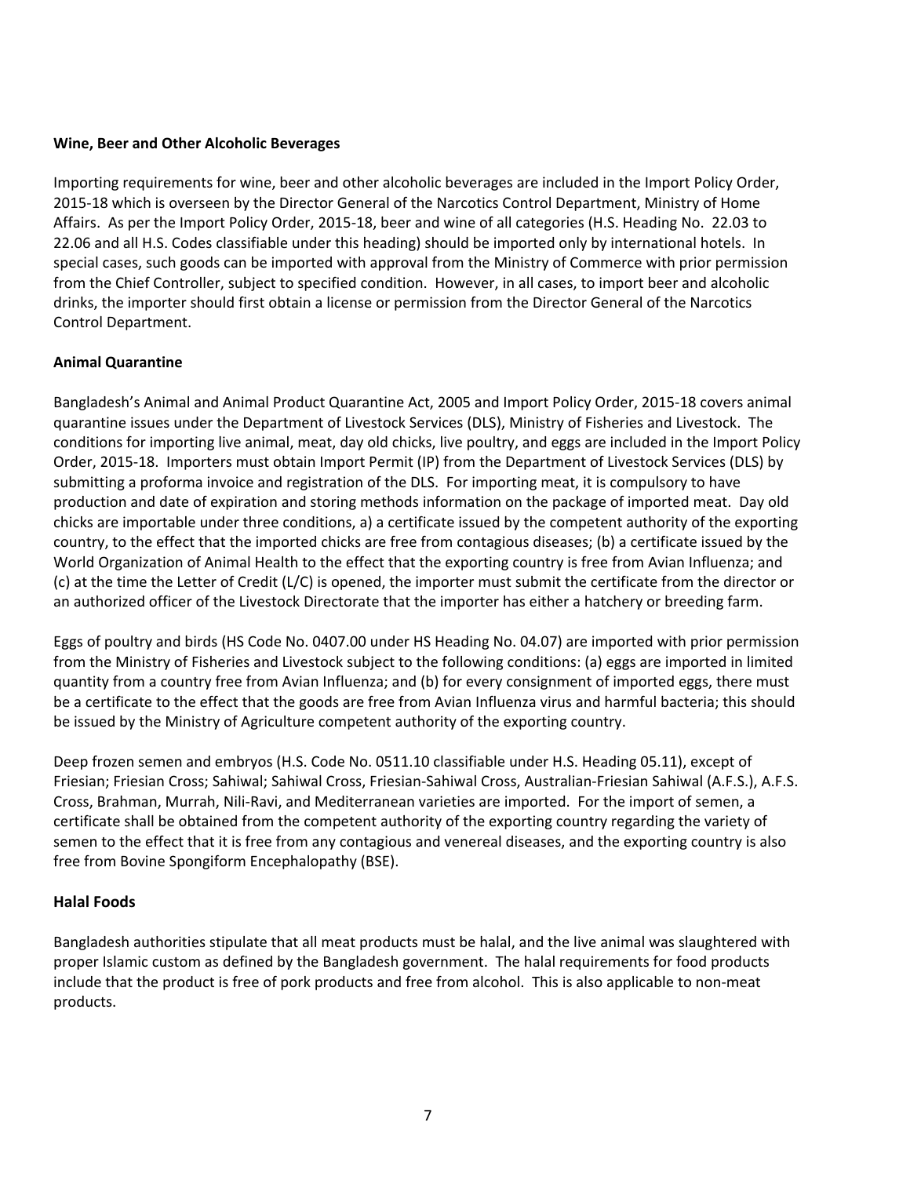**Wine, Beer and Other Alcoholic Beverages**

Importing requirements for wine, beer and other alcoholic beverages are included in the Import Policy Order, 2015-18 which is overseen by the Director General of the Narcotics Control Department, Ministry of Home Affairs. As per the Import Policy Order, 2015-18, beer and wine of all categories (H.S. Heading No. 22.03 to 22.06 and all H.S. Codes classifiable under this heading) should be imported only by international hotels. In special cases, such goods can be imported with approval from the Ministry of Commerce with prior permission from the Chief Controller, subject to specified condition. However, in all cases, to import beer and alcoholic drinks, the importer should first obtain a license or permission from the Director General of the Narcotics Control Department.

**Animal Quarantine**

Bangladesh's Animal and Animal Product Quarantine Act, 2005 and Import Policy Order, 2015-18 covers animal quarantine issues under the Department of Livestock Services (DLS), Ministry of Fisheries and Livestock. The conditions for importing live animal, meat, day old chicks, live poultry, and eggs are included in the Import Policy Order, 2015-18. Importers must obtain Import Permit (IP) from the Department of Livestock Services (DLS) by submitting a proforma invoice and registration of the DLS. For importing meat, it is compulsory to have production and date of expiration and storing methods information on the package of imported meat. Day old chicks are importable under three conditions, a) a certificate issued by the competent authority of the exporting country, to the effect that the imported chicks are free from contagious diseases; (b) a certificate issued by the World Organization of Animal Health to the effect that the exporting country is free from Avian Influenza; and (c) at the time the Letter of Credit (L/C) is opened, the importer must submit the certificate from the director or an authorized officer of the Livestock Directorate that the importer has either a hatchery or breeding farm.

Eggs of poultry and birds (HS Code No. 0407.00 under HS Heading No. 04.07) are imported with prior permission from the Ministry of Fisheries and Livestock subject to the following conditions: (a) eggs are imported in limited quantity from a country free from Avian Influenza; and (b) for every consignment of imported eggs, there must be a certificate to the effect that the goods are free from Avian Influenza virus and harmful bacteria; this should be issued by the Ministry of Agriculture competent authority of the exporting country.

Deep frozen semen and embryos (H.S. Code No. 0511.10 classifiable under H.S. Heading 05.11), except of Friesian; Friesian Cross; Sahiwal; Sahiwal Cross, Friesian-Sahiwal Cross, Australian-Friesian Sahiwal (A.F.S.), A.F.S. Cross, Brahman, Murrah, Nili-Ravi, and Mediterranean varieties are imported. For the import of semen, a certificate shall be obtained from the competent authority of the exporting country regarding the variety of semen to the effect that it is free from any contagious and venereal diseases, and the exporting country is also free from Bovine Spongiform Encephalopathy (BSE).

**Halal Foods**

Bangladesh authorities stipulate that all meat products must be halal, and the live animal was slaughtered with proper Islamic custom as defined by the Bangladesh government. The halal requirements for food products include that the product is free of pork products and free from alcohol. This is also applicable to non-meat products.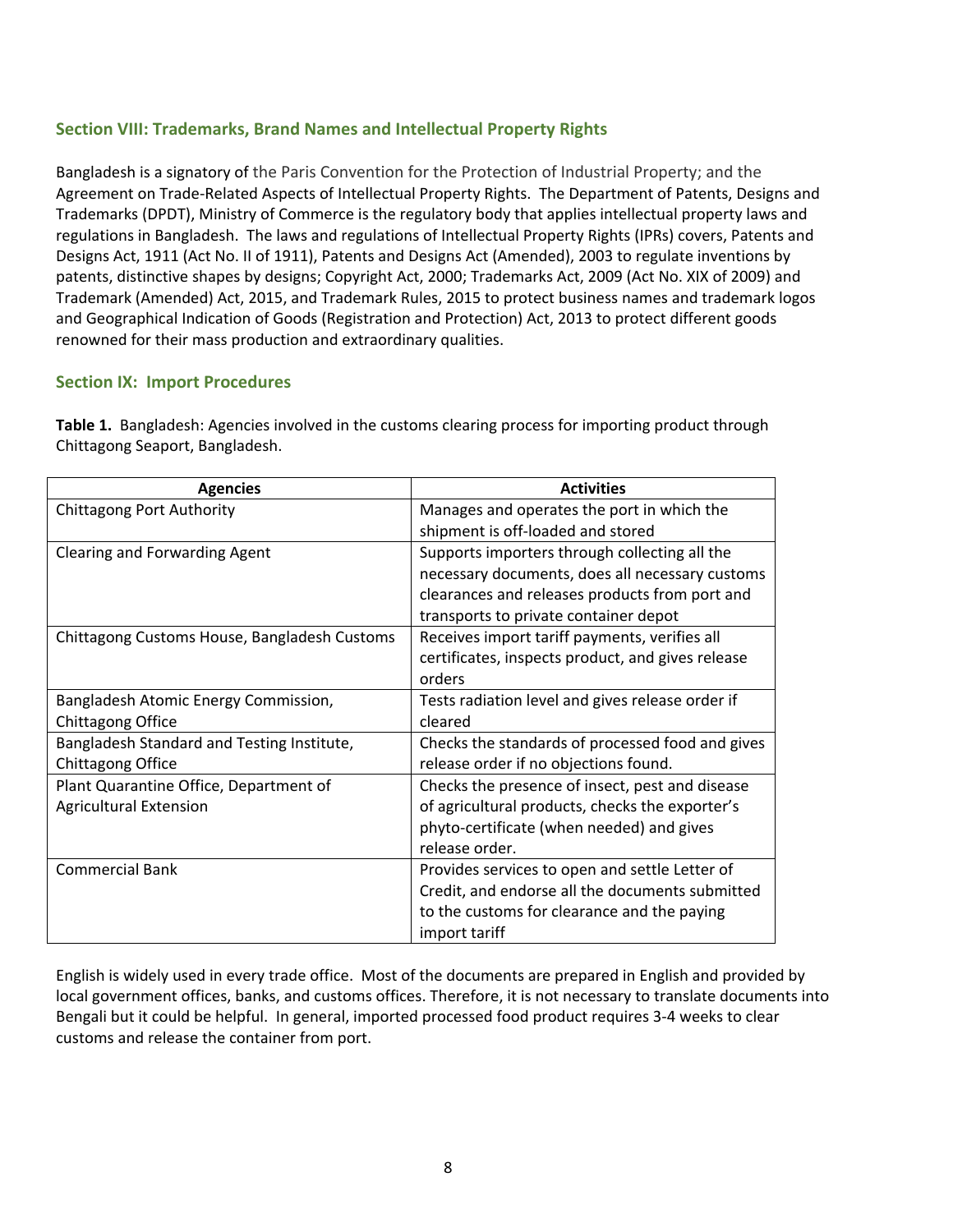## Section VIII: Trademarks, Brand Names and Intellectual Property Rights

Bangladesh is a signatory of the Paris Convention for the Protection of Industrial Property; and the Agreement on Trade-Related Aspects of Intellectual Property Rights. The Department of Patents, Designs and Trademarks (DPDT), Ministry of Commerce is the regulatory body that applies intellectual property laws and regulations in Bangladesh. The laws and regulations of Intellectual Property Rights (IPRs) covers, Patents and Designs Act, 1911 (Act No. II of 1911), Patents and Designs Act (Amended), 2003 to regulate inventions by patents, distinctive shapes by designs; Copyright Act, 2000; Trademarks Act, 2009 (Act No. XIX of 2009) and Trademark (Amended) Act, 2015, and Trademark Rules, 2015 to protect business names and trademark logos and Geographical Indication of Goods (Registration and Protection) Act, 2013 to protect different goods renowned for their mass production and extraordinary qualities.

## Section IX: Import Procedures

**Table 1.** Bangladesh: Agencies involved in the customs clearing process for importing product through Chittagong Seaport, Bangladesh.

| Agencies | Activities |
|---|---|
| Chittagong Port Authority | Manages and operates the port in which the shipment is off-loaded and stored |
| Clearing and Forwarding Agent | Supports importers through collecting all the necessary documents, does all necessary customs clearances and releases products from port and transports to private container depot |
| Chittagong Customs House, Bangladesh Customs | Receives import tariff payments, verifies all certificates, inspects product, and gives release orders |
| Bangladesh Atomic Energy Commission, Chittagong Office | Tests radiation level and gives release order if cleared |
| Bangladesh Standard and Testing Institute, Chittagong Office | Checks the standards of processed food and gives release order if no objections found. |
| Plant Quarantine Office, Department of Agricultural Extension | Checks the presence of insect, pest and disease of agricultural products, checks the exporter's phyto-certificate (when needed) and gives release order. |
| Commercial Bank | Provides services to open and settle Letter of Credit, and endorse all the documents submitted to the customs for clearance and the paying import tariff |

English is widely used in every trade office. Most of the documents are prepared in English and provided by local government offices, banks, and customs offices. Therefore, it is not necessary to translate documents into Bengali but it could be helpful. In general, imported processed food product requires 3-4 weeks to clear customs and release the container from port.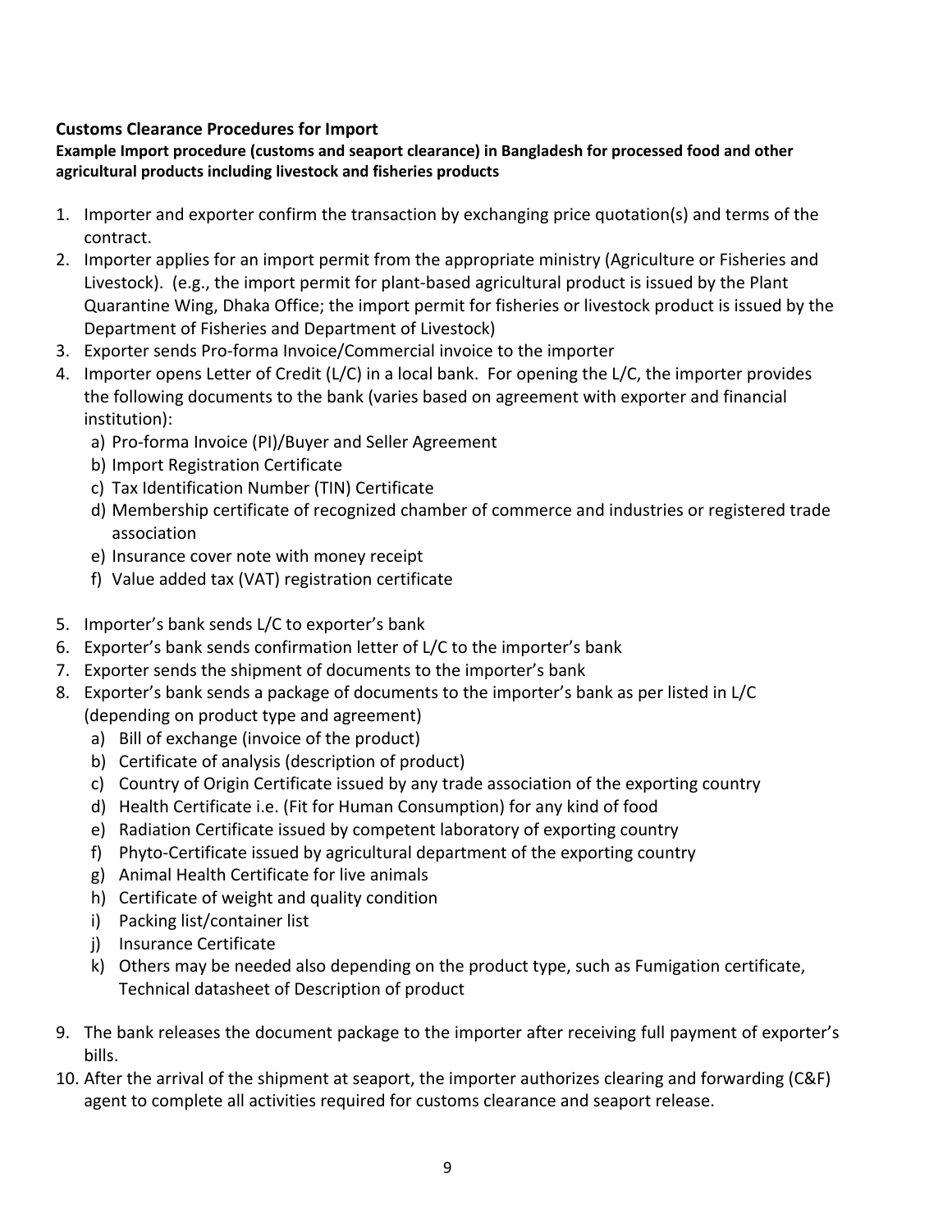**Customs Clearance Procedures for Import**

**Example Import procedure (customs and seaport clearance) in Bangladesh for processed food and other agricultural products including livestock and fisheries products**

1. Importer and exporter confirm the transaction by exchanging price quotation(s) and terms of the contract.
2. Importer applies for an import permit from the appropriate ministry (Agriculture or Fisheries and Livestock). (e.g., the import permit for plant-based agricultural product is issued by the Plant Quarantine Wing, Dhaka Office; the import permit for fisheries or livestock product is issued by the Department of Fisheries and Department of Livestock)
3. Exporter sends Pro-forma Invoice/Commercial invoice to the importer
4. Importer opens Letter of Credit (L/C) in a local bank. For opening the L/C, the importer provides the following documents to the bank (varies based on agreement with exporter and financial institution):
   a) Pro-forma Invoice (PI)/Buyer and Seller Agreement
   b) Import Registration Certificate
   c) Tax Identification Number (TIN) Certificate
   d) Membership certificate of recognized chamber of commerce and industries or registered trade association
   e) Insurance cover note with money receipt
   f) Value added tax (VAT) registration certificate

5. Importer's bank sends L/C to exporter's bank
6. Exporter's bank sends confirmation letter of L/C to the importer's bank
7. Exporter sends the shipment of documents to the importer's bank
8. Exporter's bank sends a package of documents to the importer's bank as per listed in L/C (depending on product type and agreement)
   a) Bill of exchange (invoice of the product)
   b) Certificate of analysis (description of product)
   c) Country of Origin Certificate issued by any trade association of the exporting country
   d) Health Certificate i.e. (Fit for Human Consumption) for any kind of food
   e) Radiation Certificate issued by competent laboratory of exporting country
   f) Phyto-Certificate issued by agricultural department of the exporting country
   g) Animal Health Certificate for live animals
   h) Certificate of weight and quality condition
   i) Packing list/container list
   j) Insurance Certificate
   k) Others may be needed also depending on the product type, such as Fumigation certificate, Technical datasheet of Description of product

9. The bank releases the document package to the importer after receiving full payment of exporter's bills.
10. After the arrival of the shipment at seaport, the importer authorizes clearing and forwarding (C&F) agent to complete all activities required for customs clearance and seaport release.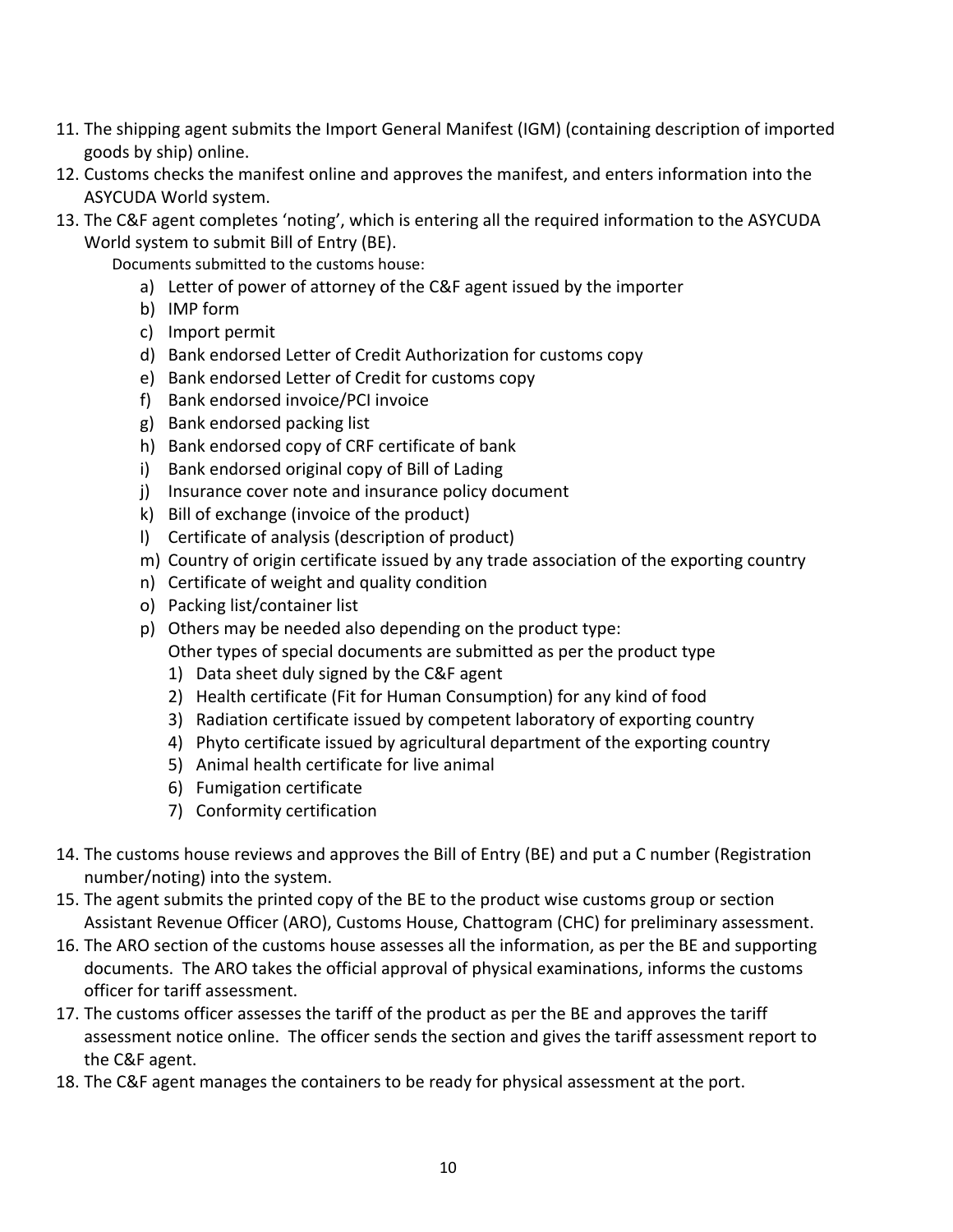11. The shipping agent submits the Import General Manifest (IGM) (containing description of imported goods by ship) online.
12. Customs checks the manifest online and approves the manifest, and enters information into the ASYCUDA World system.
13. The C&F agent completes 'noting', which is entering all the required information to the ASYCUDA World system to submit Bill of Entry (BE).

    Documents submitted to the customs house:

    a) Letter of power of attorney of the C&F agent issued by the importer
    b) IMP form
    c) Import permit
    d) Bank endorsed Letter of Credit Authorization for customs copy
    e) Bank endorsed Letter of Credit for customs copy
    f) Bank endorsed invoice/PCI invoice
    g) Bank endorsed packing list
    h) Bank endorsed copy of CRF certificate of bank
    i) Bank endorsed original copy of Bill of Lading
    j) Insurance cover note and insurance policy document
    k) Bill of exchange (invoice of the product)
    l) Certificate of analysis (description of product)
    m) Country of origin certificate issued by any trade association of the exporting country
    n) Certificate of weight and quality condition
    o) Packing list/container list
    p) Others may be needed also depending on the product type:
       Other types of special documents are submitted as per the product type
       1) Data sheet duly signed by the C&F agent
       2) Health certificate (Fit for Human Consumption) for any kind of food
       3) Radiation certificate issued by competent laboratory of exporting country
       4) Phyto certificate issued by agricultural department of the exporting country
       5) Animal health certificate for live animal
       6) Fumigation certificate
       7) Conformity certification

14. The customs house reviews and approves the Bill of Entry (BE) and put a C number (Registration number/noting) into the system.
15. The agent submits the printed copy of the BE to the product wise customs group or section Assistant Revenue Officer (ARO), Customs House, Chattogram (CHC) for preliminary assessment.
16. The ARO section of the customs house assesses all the information, as per the BE and supporting documents. The ARO takes the official approval of physical examinations, informs the customs officer for tariff assessment.
17. The customs officer assesses the tariff of the product as per the BE and approves the tariff assessment notice online. The officer sends the section and gives the tariff assessment report to the C&F agent.
18. The C&F agent manages the containers to be ready for physical assessment at the port.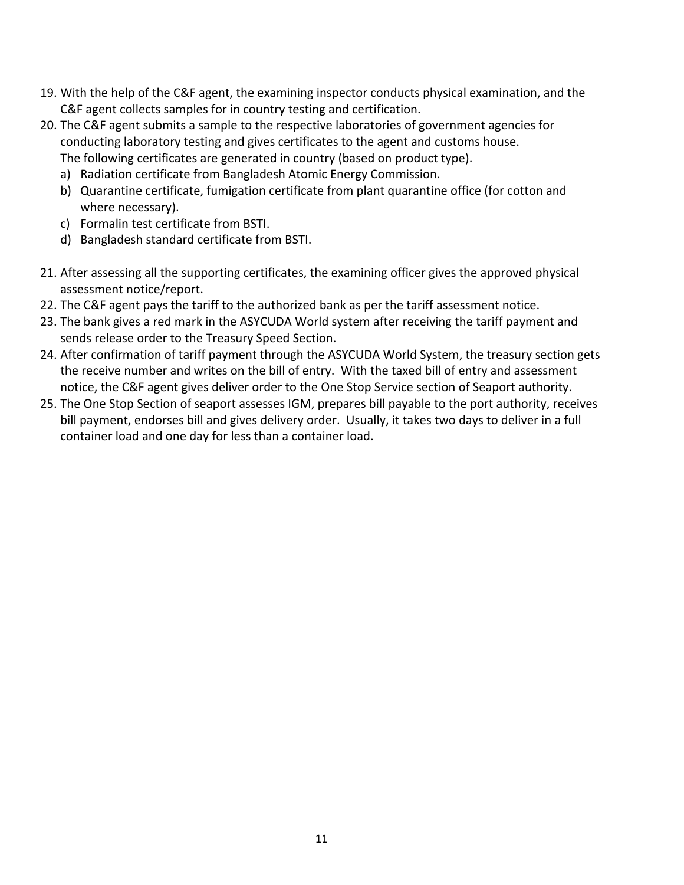19. With the help of the C&F agent, the examining inspector conducts physical examination, and the C&F agent collects samples for in country testing and certification.
20. The C&F agent submits a sample to the respective laboratories of government agencies for conducting laboratory testing and gives certificates to the agent and customs house.
    The following certificates are generated in country (based on product type).
    a) Radiation certificate from Bangladesh Atomic Energy Commission.
    b) Quarantine certificate, fumigation certificate from plant quarantine office (for cotton and where necessary).
    c) Formalin test certificate from BSTI.
    d) Bangladesh standard certificate from BSTI.
21. After assessing all the supporting certificates, the examining officer gives the approved physical assessment notice/report.
22. The C&F agent pays the tariff to the authorized bank as per the tariff assessment notice.
23. The bank gives a red mark in the ASYCUDA World system after receiving the tariff payment and sends release order to the Treasury Speed Section.
24. After confirmation of tariff payment through the ASYCUDA World System, the treasury section gets the receive number and writes on the bill of entry. With the taxed bill of entry and assessment notice, the C&F agent gives deliver order to the One Stop Service section of Seaport authority.
25. The One Stop Section of seaport assesses IGM, prepares bill payable to the port authority, receives bill payment, endorses bill and gives delivery order. Usually, it takes two days to deliver in a full container load and one day for less than a container load.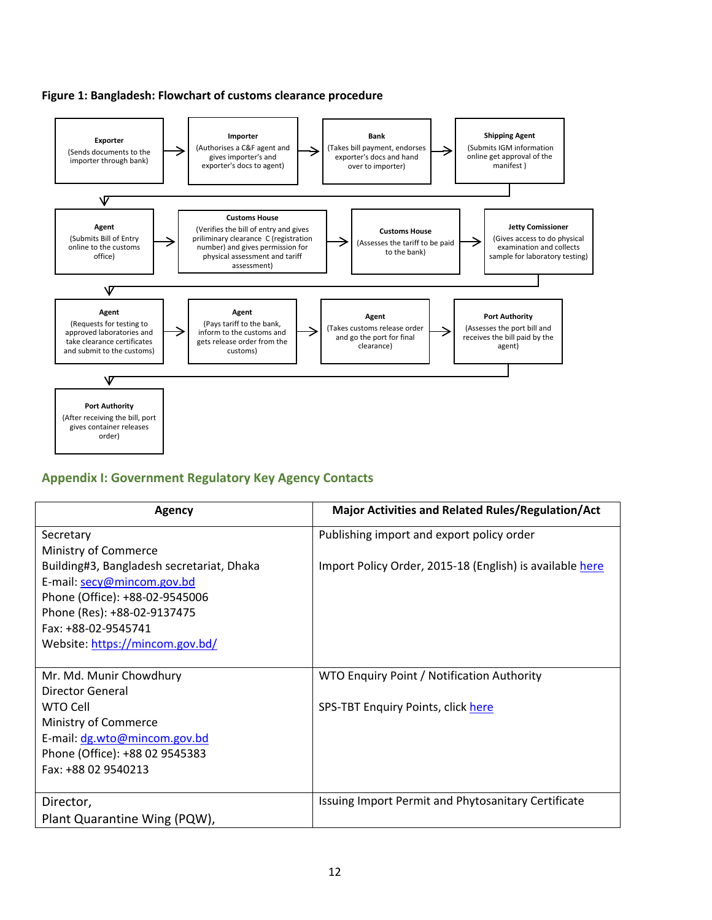**Figure 1: Bangladesh: Flowchart of customs clearance procedure**

**Exporter** (Sends documents to the importer through bank) → **Importer** (Authorises a C&F agent and gives importer's and exporter's docs to agent) → **Bank** (Takes bill payment, endorses exporter's docs and hand over to importer) → **Shipping Agent** (Submits IGM information online get approval of the manifest )

→ **Agent** (Submits Bill of Entry online to the customs office) → **Customs House** (Verifies the bill of entry and gives priliminary clearance C (registration number) and gives permission for physical assessment and tariff assessment) → **Customs House** (Assesses the tariff to be paid to the bank) → **Jetty Comissioner** (Gives access to do physical examination and collects sample for laboratory testing)

→ **Agent** (Requests for testing to approved laboratories and take clearance certificates and submit to the customs) → **Agent** (Pays tariff to the bank, inform to the customs and gets release order from the customs) → **Agent** (Takes customs release order and go the port for final clearance) → **Port Authority** (Assesses the port bill and receives the bill paid by the agent)

→ **Port Authority** (After receiving the bill, port gives container releases order)

## Appendix I: Government Regulatory Key Agency Contacts

| Agency | Major Activities and Related Rules/Regulation/Act |
|---|---|
| Secretary<br>Ministry of Commerce<br>Building#3, Bangladesh secretariat, Dhaka<br>E-mail: secy@mincom.gov.bd<br>Phone (Office): +88-02-9545006<br>Phone (Res): +88-02-9137475<br>Fax: +88-02-9545741<br>Website: https://mincom.gov.bd/ | Publishing import and export policy order<br><br>Import Policy Order, 2015-18 (English) is available here |
| Mr. Md. Munir Chowdhury<br>Director General<br>WTO Cell<br>Ministry of Commerce<br>E-mail: dg.wto@mincom.gov.bd<br>Phone (Office): +88 02 9545383<br>Fax: +88 02 9540213 | WTO Enquiry Point / Notification Authority<br><br>SPS-TBT Enquiry Points, click here |
| Director,<br>Plant Quarantine Wing (PQW), | Issuing Import Permit and Phytosanitary Certificate |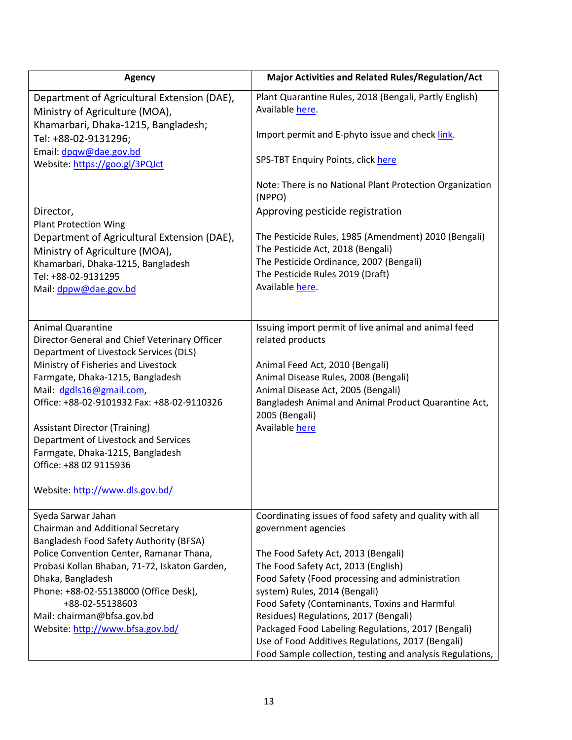| Agency | Major Activities and Related Rules/Regulation/Act |
|---|---|
| Department of Agricultural Extension (DAE), Ministry of Agriculture (MOA), Khamarbari, Dhaka-1215, Bangladesh; Tel: +88-02-9131296; Email: dpqw@dae.gov.bd Website: https://goo.gl/3PQJct | Plant Quarantine Rules, 2018 (Bengali, Partly English) Available here. <br><br> Import permit and E-phyto issue and check link. <br><br> SPS-TBT Enquiry Points, click here <br><br> Note: There is no National Plant Protection Organization (NPPO) |
| Director, Plant Protection Wing Department of Agricultural Extension (DAE), Ministry of Agriculture (MOA), Khamarbari, Dhaka-1215, Bangladesh Tel: +88-02-9131295 Mail: dppw@dae.gov.bd | Approving pesticide registration <br><br> The Pesticide Rules, 1985 (Amendment) 2010 (Bengali) <br> The Pesticide Act, 2018 (Bengali) <br> The Pesticide Ordinance, 2007 (Bengali) <br> The Pesticide Rules 2019 (Draft) <br> Available here. |
| Animal Quarantine <br> Director General and Chief Veterinary Officer <br> Department of Livestock Services (DLS) <br> Ministry of Fisheries and Livestock <br> Farmgate, Dhaka-1215, Bangladesh <br> Mail: dgdls16@gmail.com, <br> Office: +88-02-9101932 Fax: +88-02-9110326 <br><br> Assistant Director (Training) <br> Department of Livestock and Services <br> Farmgate, Dhaka-1215, Bangladesh <br> Office: +88 02 9115936 <br><br> Website: http://www.dls.gov.bd/ | Issuing import permit of live animal and animal feed related products <br><br> Animal Feed Act, 2010 (Bengali) <br> Animal Disease Rules, 2008 (Bengali) <br> Animal Disease Act, 2005 (Bengali) <br> Bangladesh Animal and Animal Product Quarantine Act, 2005 (Bengali) <br> Available here |
| Syeda Sarwar Jahan <br> Chairman and Additional Secretary <br> Bangladesh Food Safety Authority (BFSA) <br> Police Convention Center, Ramanar Thana, Probasi Kollan Bhaban, 71-72, Iskaton Garden, Dhaka, Bangladesh <br> Phone: +88-02-55138000 (Office Desk), +88-02-55138603 <br> Mail: chairman@bfsa.gov.bd <br> Website: http://www.bfsa.gov.bd/ | Coordinating issues of food safety and quality with all government agencies <br><br> The Food Safety Act, 2013 (Bengali) <br> The Food Safety Act, 2013 (English) <br> Food Safety (Food processing and administration system) Rules, 2014 (Bengali) <br> Food Safety (Contaminants, Toxins and Harmful Residues) Regulations, 2017 (Bengali) <br> Packaged Food Labeling Regulations, 2017 (Bengali) <br> Use of Food Additives Regulations, 2017 (Bengali) <br> Food Sample collection, testing and analysis Regulations, |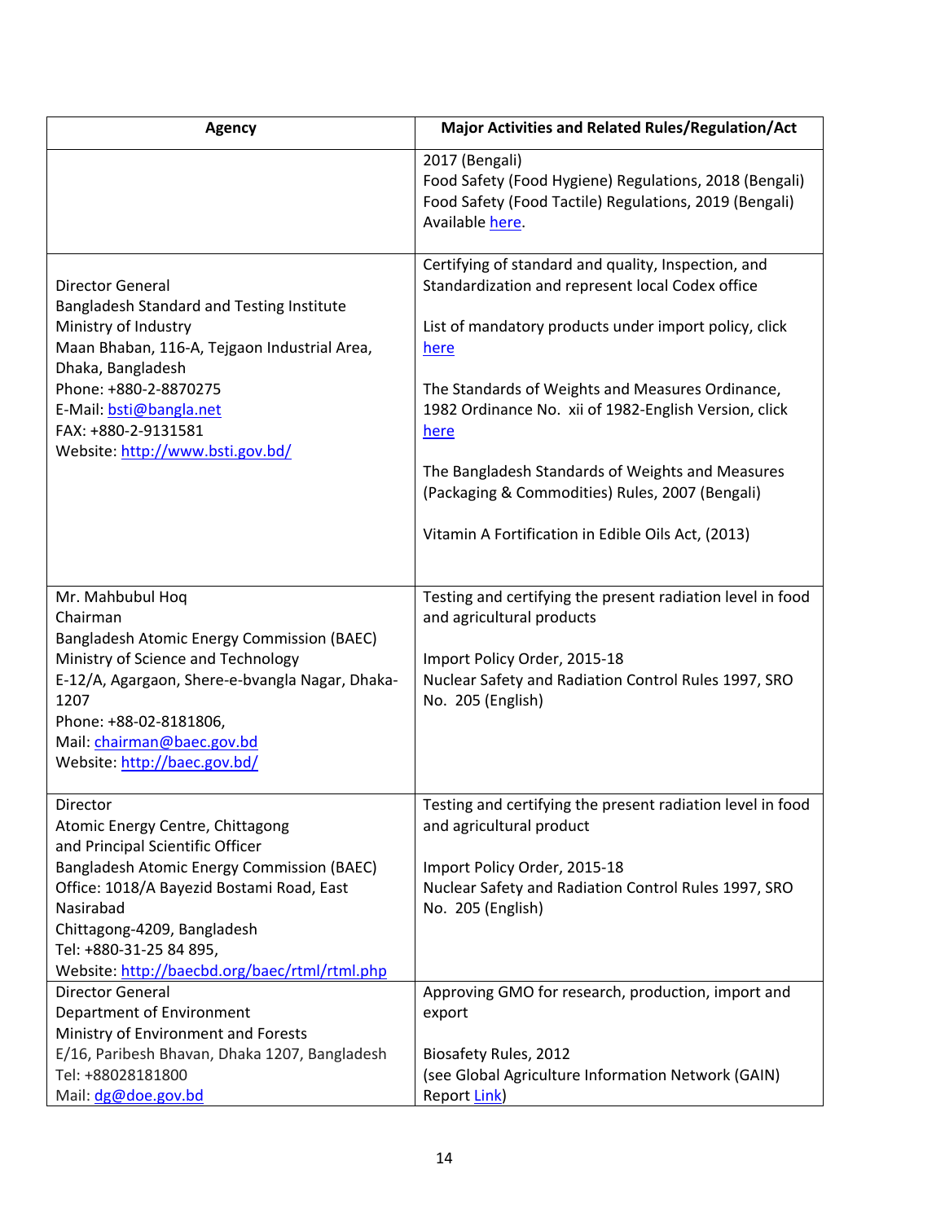| Agency | Major Activities and Related Rules/Regulation/Act |
|---|---|
| | 2017 (Bengali)<br>Food Safety (Food Hygiene) Regulations, 2018 (Bengali)<br>Food Safety (Food Tactile) Regulations, 2019 (Bengali)<br>Available here. |
| Director General<br>Bangladesh Standard and Testing Institute<br>Ministry of Industry<br>Maan Bhaban, 116-A, Tejgaon Industrial Area, Dhaka, Bangladesh<br>Phone: +880-2-8870275<br>E-Mail: bsti@bangla.net<br>FAX: +880-2-9131581<br>Website: http://www.bsti.gov.bd/ | Certifying of standard and quality, Inspection, and Standardization and represent local Codex office<br><br>List of mandatory products under import policy, click here<br><br>The Standards of Weights and Measures Ordinance, 1982 Ordinance No. xii of 1982-English Version, click here<br><br>The Bangladesh Standards of Weights and Measures (Packaging & Commodities) Rules, 2007 (Bengali)<br><br>Vitamin A Fortification in Edible Oils Act, (2013) |
| Mr. Mahbubul Hoq<br>Chairman<br>Bangladesh Atomic Energy Commission (BAEC)<br>Ministry of Science and Technology<br>E-12/A, Agargaon, Shere-e-bvangla Nagar, Dhaka-1207<br>Phone: +88-02-8181806,<br>Mail: chairman@baec.gov.bd<br>Website: http://baec.gov.bd/ | Testing and certifying the present radiation level in food and agricultural products<br><br>Import Policy Order, 2015-18<br>Nuclear Safety and Radiation Control Rules 1997, SRO No. 205 (English) |
| Director<br>Atomic Energy Centre, Chittagong<br>and Principal Scientific Officer<br>Bangladesh Atomic Energy Commission (BAEC)<br>Office: 1018/A Bayezid Bostami Road, East Nasirabad<br>Chittagong-4209, Bangladesh<br>Tel: +880-31-25 84 895,<br>Website: http://baecbd.org/baec/rtml/rtml.php | Testing and certifying the present radiation level in food and agricultural product<br><br>Import Policy Order, 2015-18<br>Nuclear Safety and Radiation Control Rules 1997, SRO No. 205 (English) |
| Director General<br>Department of Environment<br>Ministry of Environment and Forests<br>E/16, Paribesh Bhavan, Dhaka 1207, Bangladesh<br>Tel: +88028181800<br>Mail: dg@doe.gov.bd | Approving GMO for research, production, import and export<br><br>Biosafety Rules, 2012<br>(see Global Agriculture Information Network (GAIN) Report Link) |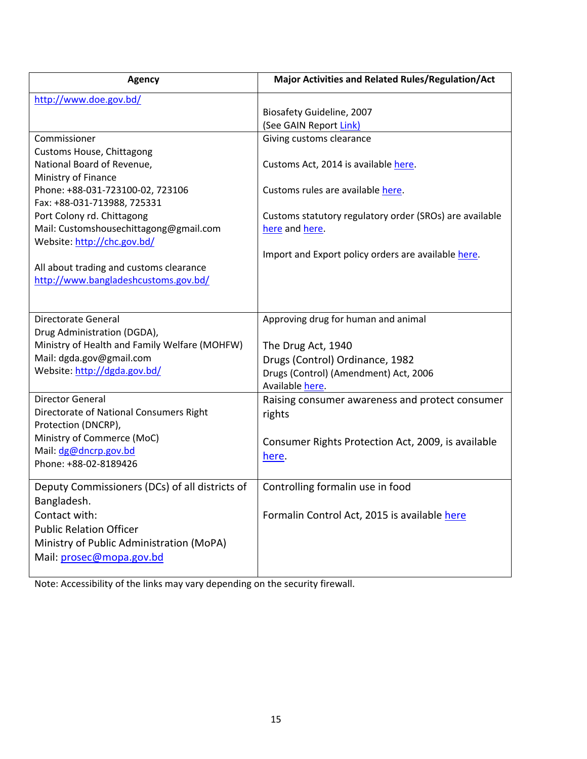| Agency | Major Activities and Related Rules/Regulation/Act |
|---|---|
| http://www.doe.gov.bd/ | Biosafety Guideline, 2007<br>(See GAIN Report Link) |
| Commissioner<br>Customs House, Chittagong<br>National Board of Revenue,<br>Ministry of Finance<br>Phone: +88-031-723100-02, 723106<br>Fax: +88-031-713988, 725331<br>Port Colony rd. Chittagong<br>Mail: Customshousechittagong@gmail.com<br>Website: http://chc.gov.bd/<br><br>All about trading and customs clearance<br>http://www.bangladeshcustoms.gov.bd/ | Giving customs clearance<br><br>Customs Act, 2014 is available here.<br><br>Customs rules are available here.<br><br>Customs statutory regulatory order (SROs) are available here and here.<br><br>Import and Export policy orders are available here. |
| Directorate General<br>Drug Administration (DGDA),<br>Ministry of Health and Family Welfare (MOHFW)<br>Mail: dgda.gov@gmail.com<br>Website: http://dgda.gov.bd/ | Approving drug for human and animal<br><br>The Drug Act, 1940<br>Drugs (Control) Ordinance, 1982<br>Drugs (Control) (Amendment) Act, 2006<br>Available here. |
| Director General<br>Directorate of National Consumers Right Protection (DNCRP),<br>Ministry of Commerce (MoC)<br>Mail: dg@dncrp.gov.bd<br>Phone: +88-02-8189426 | Raising consumer awareness and protect consumer rights<br><br>Consumer Rights Protection Act, 2009, is available here. |
| Deputy Commissioners (DCs) of all districts of Bangladesh.<br>Contact with:<br>Public Relation Officer<br>Ministry of Public Administration (MoPA)<br>Mail: prosec@mopa.gov.bd | Controlling formalin use in food<br><br>Formalin Control Act, 2015 is available here |

Note: Accessibility of the links may vary depending on the security firewall.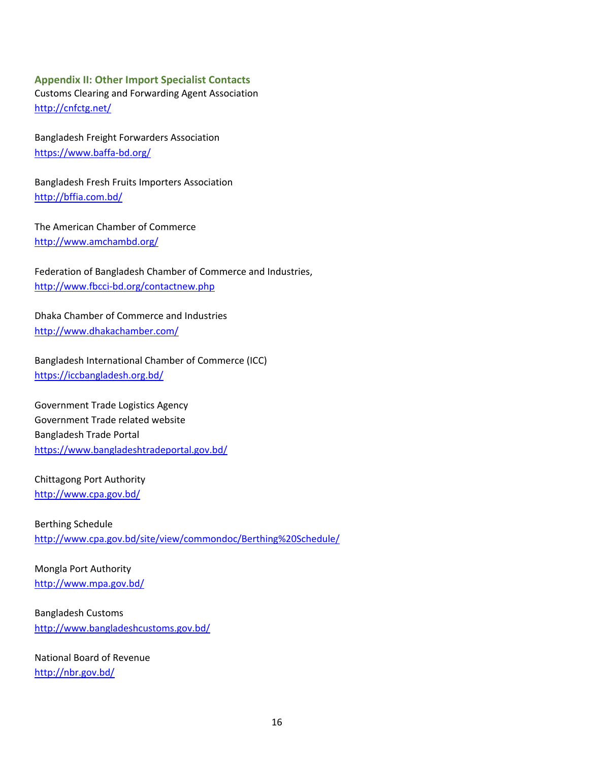## Appendix II: Other Import Specialist Contacts

Customs Clearing and Forwarding Agent Association
http://cnfctg.net/

Bangladesh Freight Forwarders Association
https://www.baffa-bd.org/

Bangladesh Fresh Fruits Importers Association
http://bffia.com.bd/

The American Chamber of Commerce
http://www.amchambd.org/

Federation of Bangladesh Chamber of Commerce and Industries,
http://www.fbcci-bd.org/contactnew.php

Dhaka Chamber of Commerce and Industries
http://www.dhakachamber.com/

Bangladesh International Chamber of Commerce (ICC)
https://iccbangladesh.org.bd/

Government Trade Logistics Agency
Government Trade related website
Bangladesh Trade Portal
https://www.bangladeshtradeportal.gov.bd/

Chittagong Port Authority
http://www.cpa.gov.bd/

Berthing Schedule
http://www.cpa.gov.bd/site/view/commondoc/Berthing%20Schedule/

Mongla Port Authority
http://www.mpa.gov.bd/

Bangladesh Customs
http://www.bangladeshcustoms.gov.bd/

National Board of Revenue
http://nbr.gov.bd/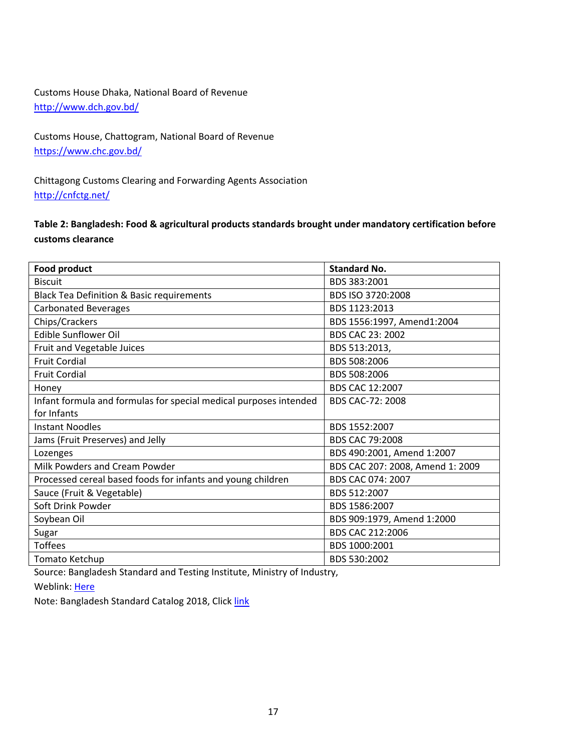Customs House Dhaka, National Board of Revenue
http://www.dch.gov.bd/

Customs House, Chattogram, National Board of Revenue
https://www.chc.gov.bd/

Chittagong Customs Clearing and Forwarding Agents Association
http://cnfctg.net/

**Table 2: Bangladesh: Food & agricultural products standards brought under mandatory certification before customs clearance**

| Food product | Standard No. |
|---|---|
| Biscuit | BDS 383:2001 |
| Black Tea Definition & Basic requirements | BDS ISO 3720:2008 |
| Carbonated Beverages | BDS 1123:2013 |
| Chips/Crackers | BDS 1556:1997, Amend1:2004 |
| Edible Sunflower Oil | BDS CAC 23: 2002 |
| Fruit and Vegetable Juices | BDS 513:2013, |
| Fruit Cordial | BDS 508:2006 |
| Fruit Cordial | BDS 508:2006 |
| Honey | BDS CAC 12:2007 |
| Infant formula and formulas for special medical purposes intended for Infants | BDS CAC-72: 2008 |
| Instant Noodles | BDS 1552:2007 |
| Jams (Fruit Preserves) and Jelly | BDS CAC 79:2008 |
| Lozenges | BDS 490:2001, Amend 1:2007 |
| Milk Powders and Cream Powder | BDS CAC 207: 2008, Amend 1: 2009 |
| Processed cereal based foods for infants and young children | BDS CAC 074: 2007 |
| Sauce (Fruit & Vegetable) | BDS 512:2007 |
| Soft Drink Powder | BDS 1586:2007 |
| Soybean Oil | BDS 909:1979, Amend 1:2000 |
| Sugar | BDS CAC 212:2006 |
| Toffees | BDS 1000:2001 |
| Tomato Ketchup | BDS 530:2002 |

Source: Bangladesh Standard and Testing Institute, Ministry of Industry,

Weblink: Here

Note: Bangladesh Standard Catalog 2018, Click link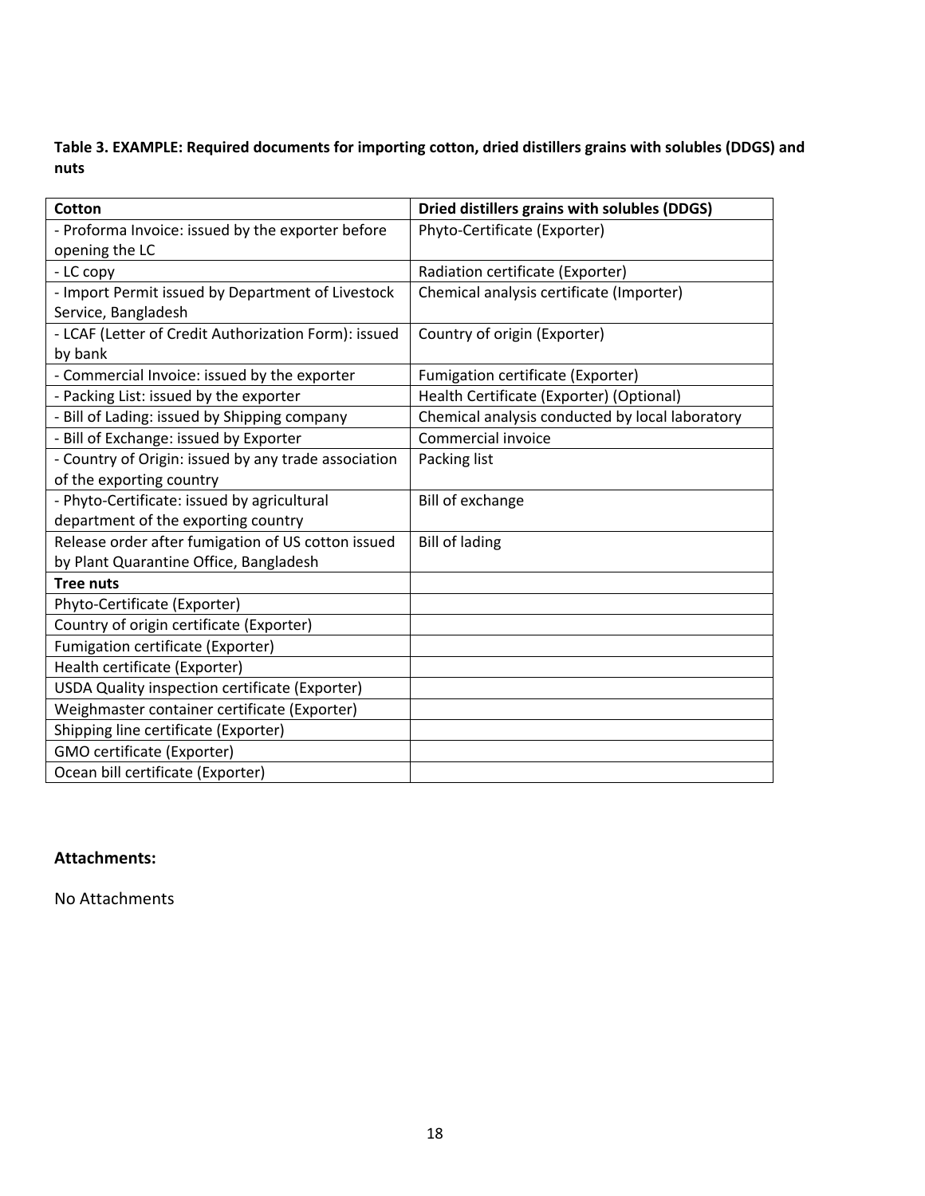**Table 3. EXAMPLE: Required documents for importing cotton, dried distillers grains with solubles (DDGS) and nuts**

| Cotton | Dried distillers grains with solubles (DDGS) |
|---|---|
| - Proforma Invoice: issued by the exporter before opening the LC | Phyto-Certificate (Exporter) |
| - LC copy | Radiation certificate (Exporter) |
| - Import Permit issued by Department of Livestock Service, Bangladesh | Chemical analysis certificate (Importer) |
| - LCAF (Letter of Credit Authorization Form): issued by bank | Country of origin (Exporter) |
| - Commercial Invoice: issued by the exporter | Fumigation certificate (Exporter) |
| - Packing List: issued by the exporter | Health Certificate (Exporter) (Optional) |
| - Bill of Lading: issued by Shipping company | Chemical analysis conducted by local laboratory |
| - Bill of Exchange: issued by Exporter | Commercial invoice |
| - Country of Origin: issued by any trade association of the exporting country | Packing list |
| - Phyto-Certificate: issued by agricultural department of the exporting country | Bill of exchange |
| Release order after fumigation of US cotton issued by Plant Quarantine Office, Bangladesh | Bill of lading |
| **Tree nuts** | |
| Phyto-Certificate (Exporter) | |
| Country of origin certificate (Exporter) | |
| Fumigation certificate (Exporter) | |
| Health certificate (Exporter) | |
| USDA Quality inspection certificate (Exporter) | |
| Weighmaster container certificate (Exporter) | |
| Shipping line certificate (Exporter) | |
| GMO certificate (Exporter) | |
| Ocean bill certificate (Exporter) | |

**Attachments:**

No Attachments